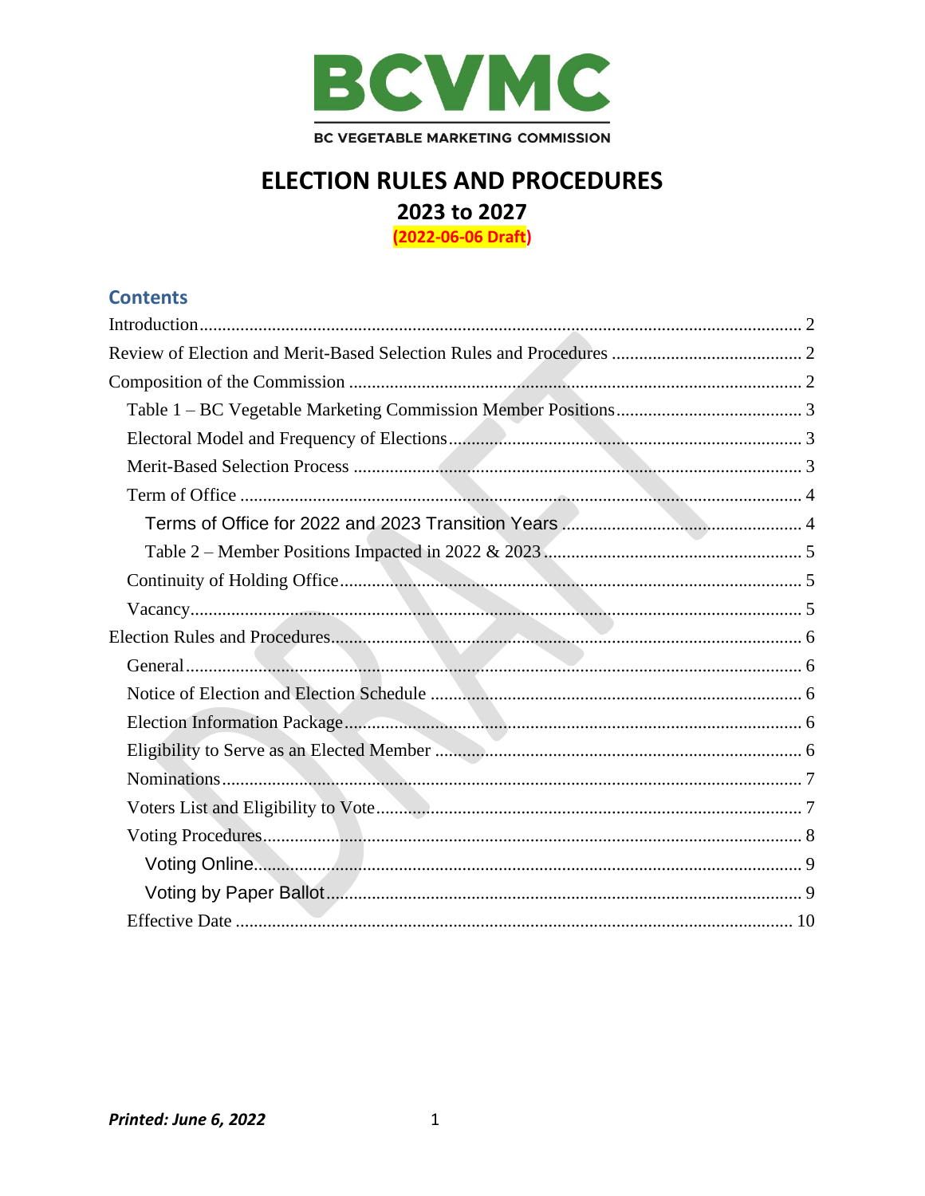BCVMC

BC VEGETABLE MARKETING COMMISSION

# ELECTION RULES AND PROCEDURES

## 2023 to 2027

**(2022-06-06 Draft)**

## Contents

- Introduction .......... 2
- Review of Election and Merit-Based Selection Rules and Procedures .......... 2
- Composition of the Commission .......... 2
  - Table 1 – BC Vegetable Marketing Commission Member Positions .......... 3
  - Electoral Model and Frequency of Elections .......... 3
  - Merit-Based Selection Process .......... 3
  - Term of Office .......... 4
    - Terms of Office for 2022 and 2023 Transition Years .......... 4
    - Table 2 – Member Positions Impacted in 2022 & 2023 .......... 5
  - Continuity of Holding Office .......... 5
  - Vacancy .......... 5
- Election Rules and Procedures .......... 6
  - General .......... 6
  - Notice of Election and Election Schedule .......... 6
  - Election Information Package .......... 6
  - Eligibility to Serve as an Elected Member .......... 6
  - Nominations .......... 7
  - Voters List and Eligibility to Vote .......... 7
  - Voting Procedures .......... 8
    - Voting Online .......... 9
    - Voting by Paper Ballot .......... 9
  - Effective Date .......... 10

***Printed: June 6, 2022***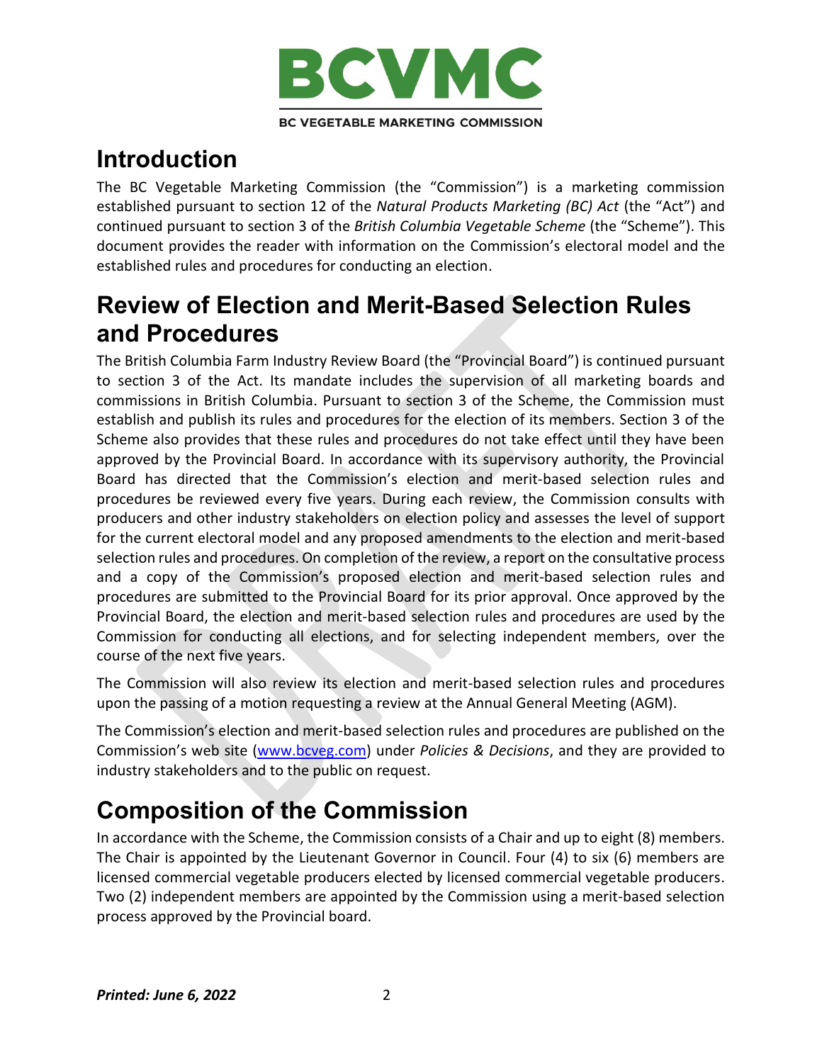## Introduction

The BC Vegetable Marketing Commission (the "Commission") is a marketing commission established pursuant to section 12 of the *Natural Products Marketing (BC) Act* (the "Act") and continued pursuant to section 3 of the *British Columbia Vegetable Scheme* (the "Scheme"). This document provides the reader with information on the Commission's electoral model and the established rules and procedures for conducting an election.

## Review of Election and Merit-Based Selection Rules and Procedures

The British Columbia Farm Industry Review Board (the "Provincial Board") is continued pursuant to section 3 of the Act. Its mandate includes the supervision of all marketing boards and commissions in British Columbia. Pursuant to section 3 of the Scheme, the Commission must establish and publish its rules and procedures for the election of its members. Section 3 of the Scheme also provides that these rules and procedures do not take effect until they have been approved by the Provincial Board. In accordance with its supervisory authority, the Provincial Board has directed that the Commission's election and merit-based selection rules and procedures be reviewed every five years. During each review, the Commission consults with producers and other industry stakeholders on election policy and assesses the level of support for the current electoral model and any proposed amendments to the election and merit-based selection rules and procedures. On completion of the review, a report on the consultative process and a copy of the Commission's proposed election and merit-based selection rules and procedures are submitted to the Provincial Board for its prior approval. Once approved by the Provincial Board, the election and merit-based selection rules and procedures are used by the Commission for conducting all elections, and for selecting independent members, over the course of the next five years.

The Commission will also review its election and merit-based selection rules and procedures upon the passing of a motion requesting a review at the Annual General Meeting (AGM).

The Commission's election and merit-based selection rules and procedures are published on the Commission's web site (www.bcveg.com) under *Policies & Decisions*, and they are provided to industry stakeholders and to the public on request.

## Composition of the Commission

In accordance with the Scheme, the Commission consists of a Chair and up to eight (8) members. The Chair is appointed by the Lieutenant Governor in Council. Four (4) to six (6) members are licensed commercial vegetable producers elected by licensed commercial vegetable producers. Two (2) independent members are appointed by the Commission using a merit-based selection process approved by the Provincial board.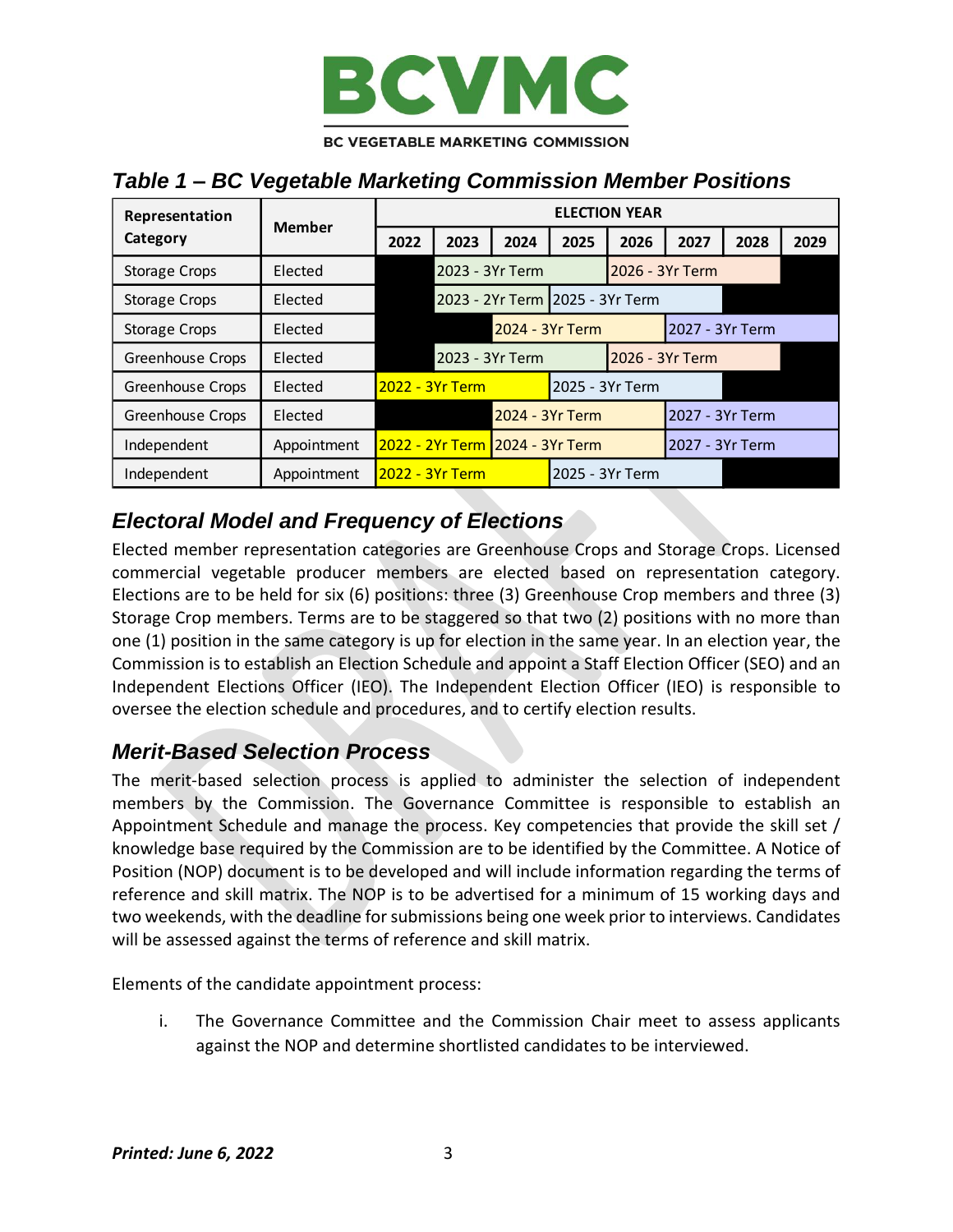## *Table 1 – BC Vegetable Marketing Commission Member Positions*

| Representation Category | Member | ELECTION YEAR | | | | | | | |
|---|---|---|---|---|---|---|---|---|---|
| | | 2022 | 2023 | 2024 | 2025 | 2026 | 2027 | 2028 | 2029 |
| Storage Crops | Elected | | 2023 - 3Yr Term | | | 2026 - 3Yr Term | | | |
| Storage Crops | Elected | | 2023 - 2Yr Term | | 2025 - 3Yr Term | | | | |
| Storage Crops | Elected | | | 2024 - 3Yr Term | | | 2027 - 3Yr Term | | |
| Greenhouse Crops | Elected | | 2023 - 3Yr Term | | | 2026 - 3Yr Term | | | |
| Greenhouse Crops | Elected | 2022 - 3Yr Term | | | 2025 - 3Yr Term | | | | |
| Greenhouse Crops | Elected | | | 2024 - 3Yr Term | | | 2027 - 3Yr Term | | |
| Independent | Appointment | 2022 - 2Yr Term | | 2024 - 3Yr Term | | | 2027 - 3Yr Term | | |
| Independent | Appointment | 2022 - 3Yr Term | | | 2025 - 3Yr Term | | | | |

## *Electoral Model and Frequency of Elections*

Elected member representation categories are Greenhouse Crops and Storage Crops. Licensed commercial vegetable producer members are elected based on representation category. Elections are to be held for six (6) positions: three (3) Greenhouse Crop members and three (3) Storage Crop members. Terms are to be staggered so that two (2) positions with no more than one (1) position in the same category is up for election in the same year. In an election year, the Commission is to establish an Election Schedule and appoint a Staff Election Officer (SEO) and an Independent Elections Officer (IEO). The Independent Election Officer (IEO) is responsible to oversee the election schedule and procedures, and to certify election results.

## *Merit-Based Selection Process*

The merit-based selection process is applied to administer the selection of independent members by the Commission. The Governance Committee is responsible to establish an Appointment Schedule and manage the process. Key competencies that provide the skill set / knowledge base required by the Commission are to be identified by the Committee. A Notice of Position (NOP) document is to be developed and will include information regarding the terms of reference and skill matrix. The NOP is to be advertised for a minimum of 15 working days and two weekends, with the deadline for submissions being one week prior to interviews. Candidates will be assessed against the terms of reference and skill matrix.

Elements of the candidate appointment process:

i. The Governance Committee and the Commission Chair meet to assess applicants against the NOP and determine shortlisted candidates to be interviewed.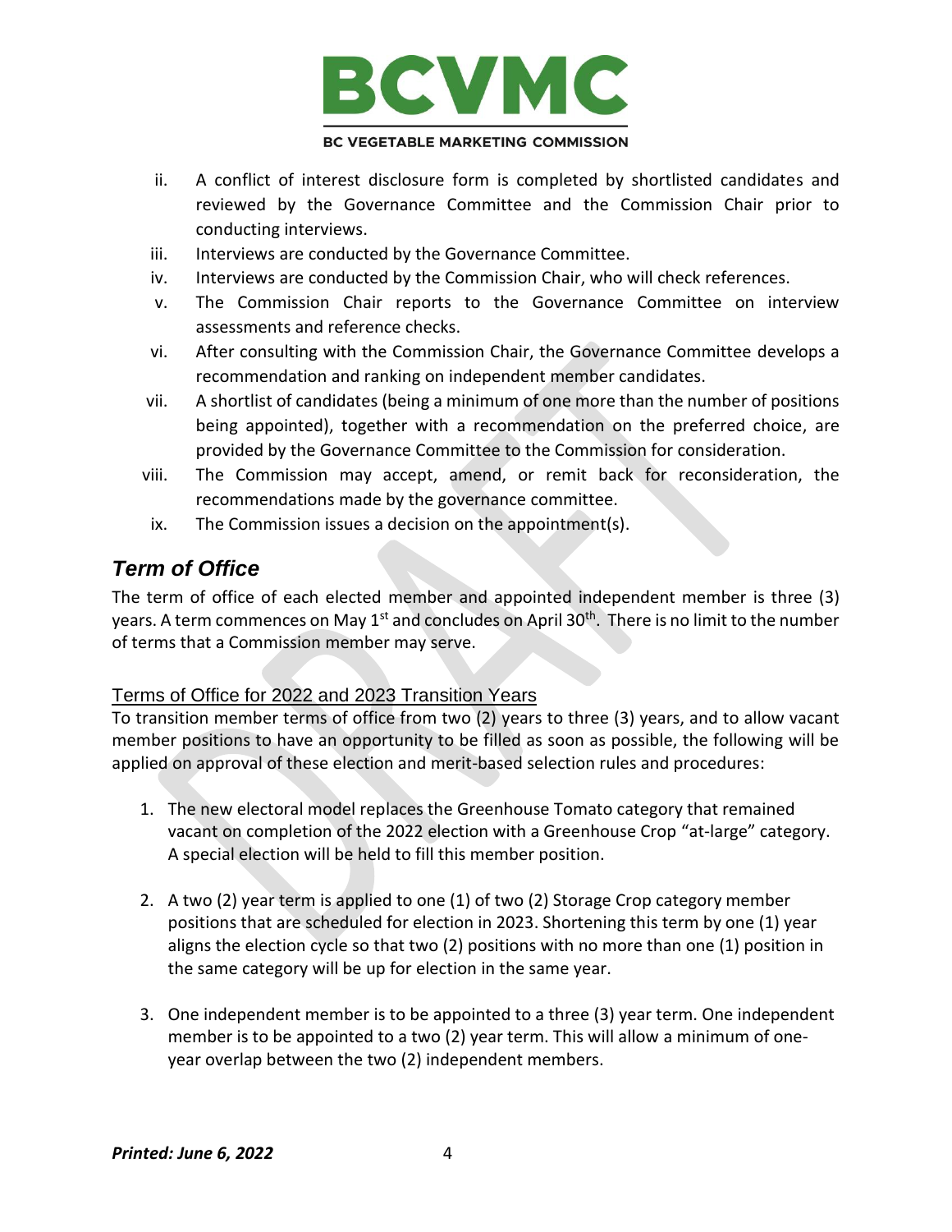ii. A conflict of interest disclosure form is completed by shortlisted candidates and reviewed by the Governance Committee and the Commission Chair prior to conducting interviews.
iii. Interviews are conducted by the Governance Committee.
iv. Interviews are conducted by the Commission Chair, who will check references.
v. The Commission Chair reports to the Governance Committee on interview assessments and reference checks.
vi. After consulting with the Commission Chair, the Governance Committee develops a recommendation and ranking on independent member candidates.
vii. A shortlist of candidates (being a minimum of one more than the number of positions being appointed), together with a recommendation on the preferred choice, are provided by the Governance Committee to the Commission for consideration.
viii. The Commission may accept, amend, or remit back for reconsideration, the recommendations made by the governance committee.
ix. The Commission issues a decision on the appointment(s).

## *Term of Office*

The term of office of each elected member and appointed independent member is three (3) years. A term commences on May 1st and concludes on April 30th. There is no limit to the number of terms that a Commission member may serve.

### Terms of Office for 2022 and 2023 Transition Years

To transition member terms of office from two (2) years to three (3) years, and to allow vacant member positions to have an opportunity to be filled as soon as possible, the following will be applied on approval of these election and merit-based selection rules and procedures:

1. The new electoral model replaces the Greenhouse Tomato category that remained vacant on completion of the 2022 election with a Greenhouse Crop "at-large" category. A special election will be held to fill this member position.

2. A two (2) year term is applied to one (1) of two (2) Storage Crop category member positions that are scheduled for election in 2023. Shortening this term by one (1) year aligns the election cycle so that two (2) positions with no more than one (1) position in the same category will be up for election in the same year.

3. One independent member is to be appointed to a three (3) year term. One independent member is to be appointed to a two (2) year term. This will allow a minimum of one-year overlap between the two (2) independent members.

***Printed: June 6, 2022***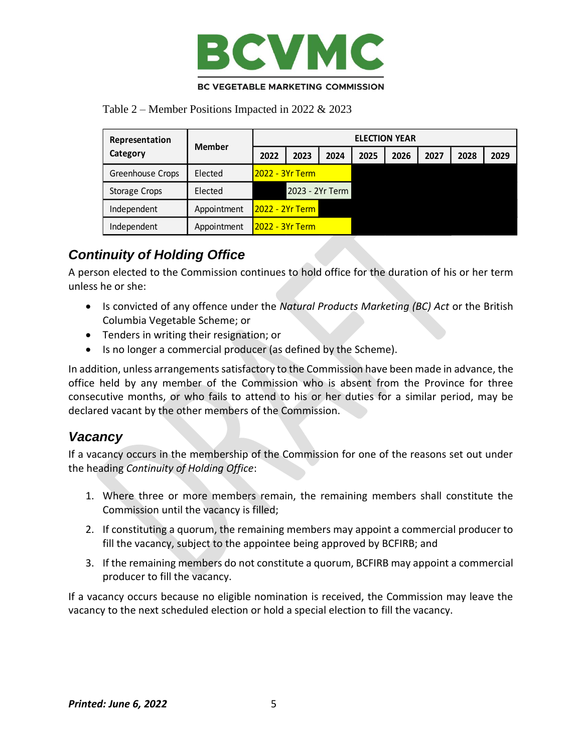Table 2 – Member Positions Impacted in 2022 & 2023

| Representation Category | Member | ELECTION YEAR | | | | | | | |
|---|---|---|---|---|---|---|---|---|---|
| | | 2022 | 2023 | 2024 | 2025 | 2026 | 2027 | 2028 | 2029 |
| Greenhouse Crops | Elected | 2022 - 3Yr Term | | | | | | | |
| Storage Crops | Elected | | 2023 - 2Yr Term | | | | | | |
| Independent | Appointment | 2022 - 2Yr Term | | | | | | | |
| Independent | Appointment | 2022 - 3Yr Term | | | | | | | |

## Continuity of Holding Office

A person elected to the Commission continues to hold office for the duration of his or her term unless he or she:

- Is convicted of any offence under the *Natural Products Marketing (BC) Act* or the British Columbia Vegetable Scheme; or
- Tenders in writing their resignation; or
- Is no longer a commercial producer (as defined by the Scheme).

In addition, unless arrangements satisfactory to the Commission have been made in advance, the office held by any member of the Commission who is absent from the Province for three consecutive months, or who fails to attend to his or her duties for a similar period, may be declared vacant by the other members of the Commission.

## Vacancy

If a vacancy occurs in the membership of the Commission for one of the reasons set out under the heading *Continuity of Holding Office*:

1. Where three or more members remain, the remaining members shall constitute the Commission until the vacancy is filled;
2. If constituting a quorum, the remaining members may appoint a commercial producer to fill the vacancy, subject to the appointee being approved by BCFIRB; and
3. If the remaining members do not constitute a quorum, BCFIRB may appoint a commercial producer to fill the vacancy.

If a vacancy occurs because no eligible nomination is received, the Commission may leave the vacancy to the next scheduled election or hold a special election to fill the vacancy.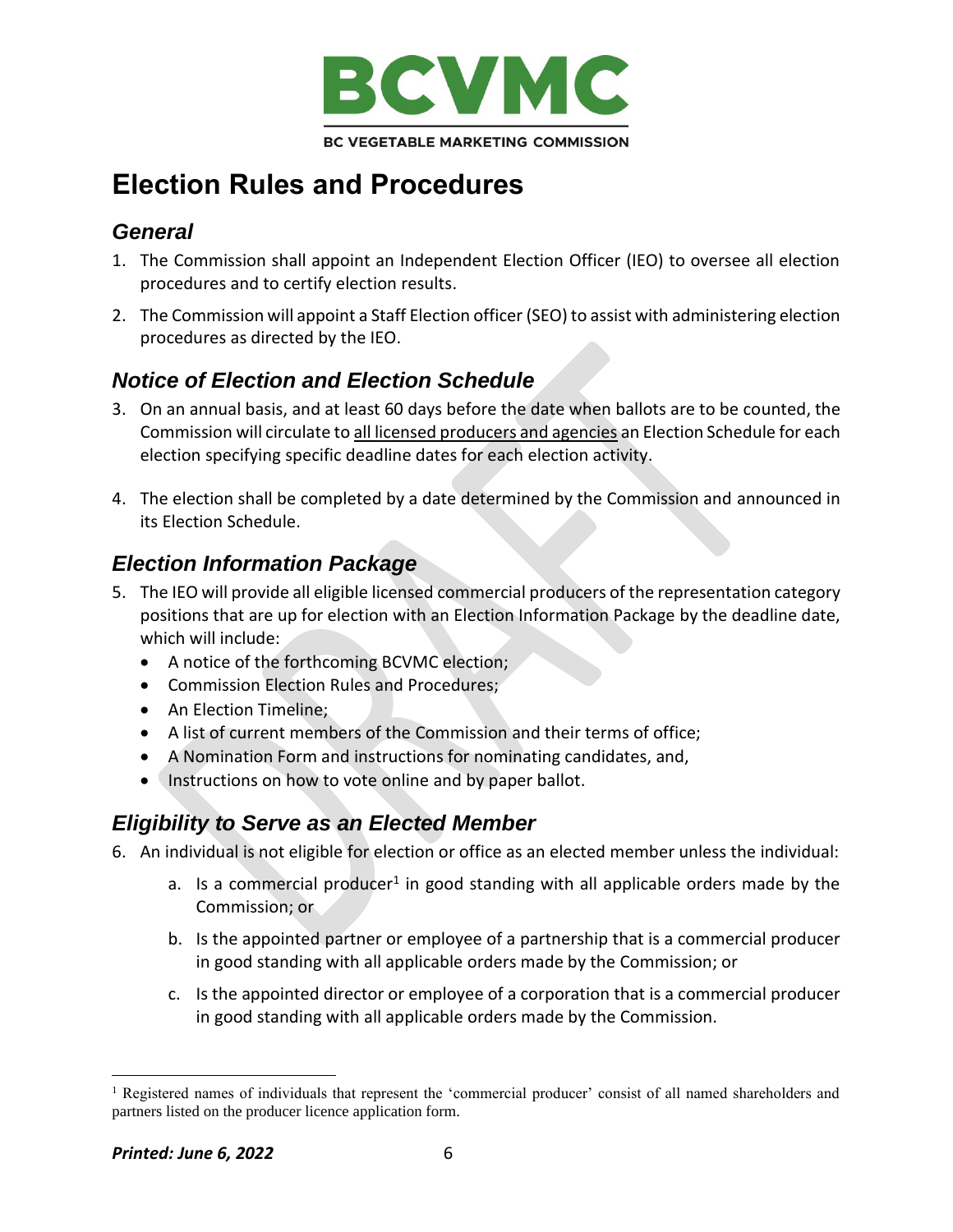# Election Rules and Procedures

## *General*

1. The Commission shall appoint an Independent Election Officer (IEO) to oversee all election procedures and to certify election results.

2. The Commission will appoint a Staff Election officer (SEO) to assist with administering election procedures as directed by the IEO.

## *Notice of Election and Election Schedule*

3. On an annual basis, and at least 60 days before the date when ballots are to be counted, the Commission will circulate to <u>all licensed producers and agencies</u> an Election Schedule for each election specifying specific deadline dates for each election activity.

4. The election shall be completed by a date determined by the Commission and announced in its Election Schedule.

## *Election Information Package*

5. The IEO will provide all eligible licensed commercial producers of the representation category positions that are up for election with an Election Information Package by the deadline date, which will include:
   - A notice of the forthcoming BCVMC election;
   - Commission Election Rules and Procedures;
   - An Election Timeline;
   - A list of current members of the Commission and their terms of office;
   - A Nomination Form and instructions for nominating candidates, and,
   - Instructions on how to vote online and by paper ballot.

## *Eligibility to Serve as an Elected Member*

6. An individual is not eligible for election or office as an elected member unless the individual:

   a. Is a commercial producer[1] in good standing with all applicable orders made by the Commission; or

   b. Is the appointed partner or employee of a partnership that is a commercial producer in good standing with all applicable orders made by the Commission; or

   c. Is the appointed director or employee of a corporation that is a commercial producer in good standing with all applicable orders made by the Commission.

---

[1] Registered names of individuals that represent the 'commercial producer' consist of all named shareholders and partners listed on the producer licence application form.

***Printed: June 6, 2022***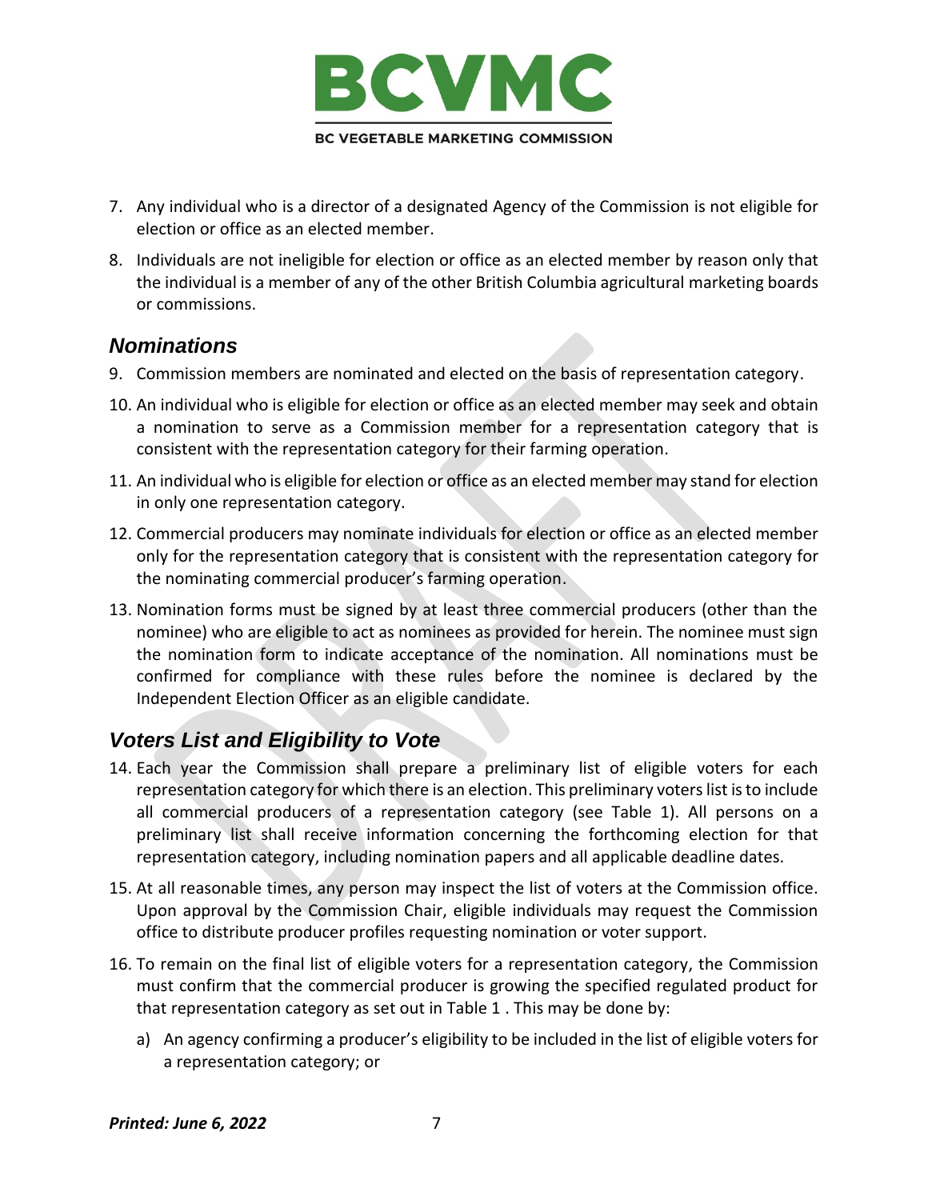7. Any individual who is a director of a designated Agency of the Commission is not eligible for election or office as an elected member.
8. Individuals are not ineligible for election or office as an elected member by reason only that the individual is a member of any of the other British Columbia agricultural marketing boards or commissions.

## *Nominations*

9. Commission members are nominated and elected on the basis of representation category.
10. An individual who is eligible for election or office as an elected member may seek and obtain a nomination to serve as a Commission member for a representation category that is consistent with the representation category for their farming operation.
11. An individual who is eligible for election or office as an elected member may stand for election in only one representation category.
12. Commercial producers may nominate individuals for election or office as an elected member only for the representation category that is consistent with the representation category for the nominating commercial producer's farming operation.
13. Nomination forms must be signed by at least three commercial producers (other than the nominee) who are eligible to act as nominees as provided for herein. The nominee must sign the nomination form to indicate acceptance of the nomination. All nominations must be confirmed for compliance with these rules before the nominee is declared by the Independent Election Officer as an eligible candidate.

## *Voters List and Eligibility to Vote*

14. Each year the Commission shall prepare a preliminary list of eligible voters for each representation category for which there is an election. This preliminary voters list is to include all commercial producers of a representation category (see Table 1). All persons on a preliminary list shall receive information concerning the forthcoming election for that representation category, including nomination papers and all applicable deadline dates.
15. At all reasonable times, any person may inspect the list of voters at the Commission office. Upon approval by the Commission Chair, eligible individuals may request the Commission office to distribute producer profiles requesting nomination or voter support.
16. To remain on the final list of eligible voters for a representation category, the Commission must confirm that the commercial producer is growing the specified regulated product for that representation category as set out in Table 1 . This may be done by:
    a) An agency confirming a producer's eligibility to be included in the list of eligible voters for a representation category; or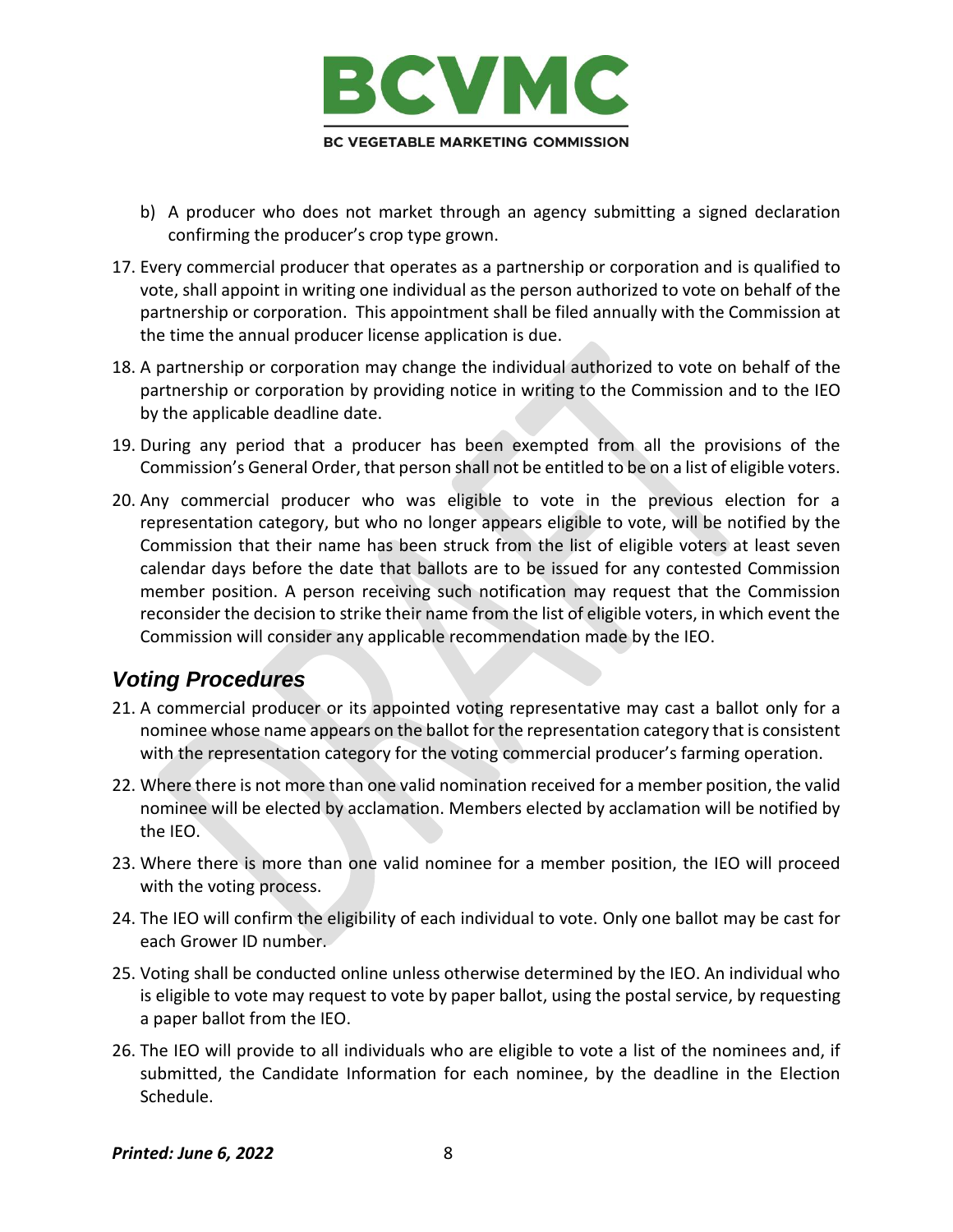b) A producer who does not market through an agency submitting a signed declaration confirming the producer's crop type grown.

17. Every commercial producer that operates as a partnership or corporation and is qualified to vote, shall appoint in writing one individual as the person authorized to vote on behalf of the partnership or corporation. This appointment shall be filed annually with the Commission at the time the annual producer license application is due.
18. A partnership or corporation may change the individual authorized to vote on behalf of the partnership or corporation by providing notice in writing to the Commission and to the IEO by the applicable deadline date.
19. During any period that a producer has been exempted from all the provisions of the Commission's General Order, that person shall not be entitled to be on a list of eligible voters.
20. Any commercial producer who was eligible to vote in the previous election for a representation category, but who no longer appears eligible to vote, will be notified by the Commission that their name has been struck from the list of eligible voters at least seven calendar days before the date that ballots are to be issued for any contested Commission member position. A person receiving such notification may request that the Commission reconsider the decision to strike their name from the list of eligible voters, in which event the Commission will consider any applicable recommendation made by the IEO.

## *Voting Procedures*

21. A commercial producer or its appointed voting representative may cast a ballot only for a nominee whose name appears on the ballot for the representation category that is consistent with the representation category for the voting commercial producer's farming operation.
22. Where there is not more than one valid nomination received for a member position, the valid nominee will be elected by acclamation. Members elected by acclamation will be notified by the IEO.
23. Where there is more than one valid nominee for a member position, the IEO will proceed with the voting process.
24. The IEO will confirm the eligibility of each individual to vote. Only one ballot may be cast for each Grower ID number.
25. Voting shall be conducted online unless otherwise determined by the IEO. An individual who is eligible to vote may request to vote by paper ballot, using the postal service, by requesting a paper ballot from the IEO.
26. The IEO will provide to all individuals who are eligible to vote a list of the nominees and, if submitted, the Candidate Information for each nominee, by the deadline in the Election Schedule.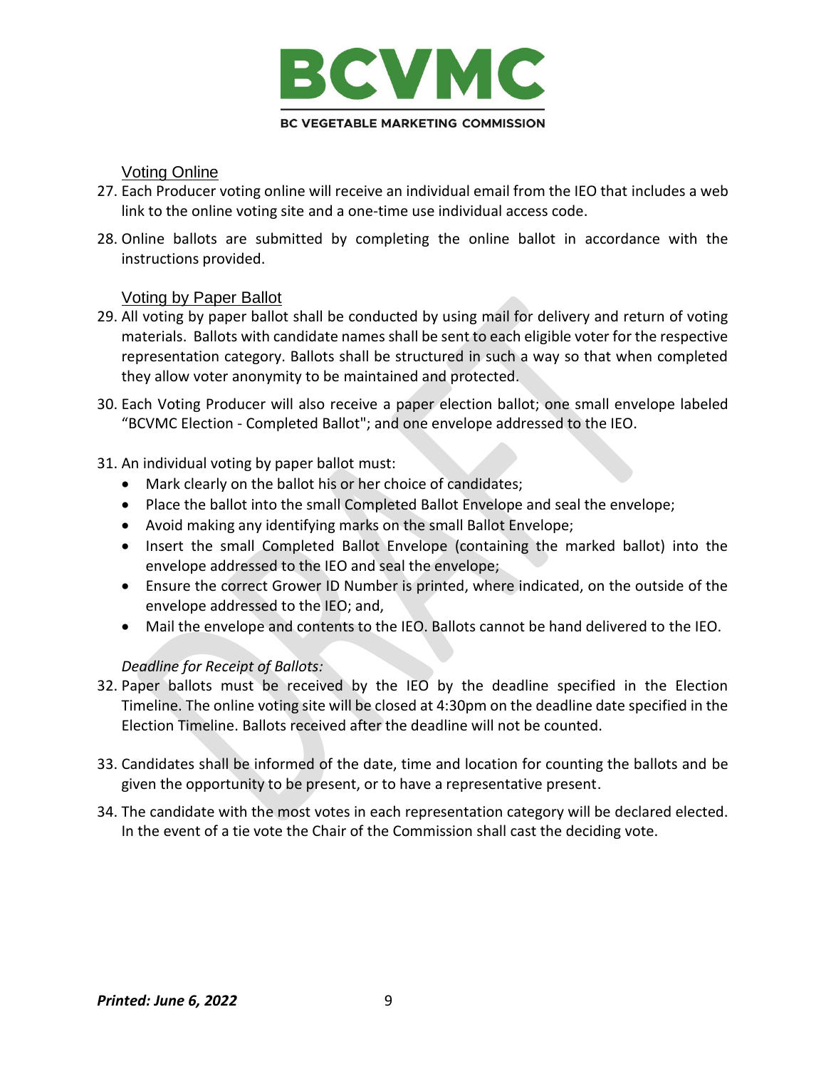### Voting Online

27. Each Producer voting online will receive an individual email from the IEO that includes a web link to the online voting site and a one-time use individual access code.

28. Online ballots are submitted by completing the online ballot in accordance with the instructions provided.

### Voting by Paper Ballot

29. All voting by paper ballot shall be conducted by using mail for delivery and return of voting materials. Ballots with candidate names shall be sent to each eligible voter for the respective representation category. Ballots shall be structured in such a way so that when completed they allow voter anonymity to be maintained and protected.

30. Each Voting Producer will also receive a paper election ballot; one small envelope labeled "BCVMC Election - Completed Ballot"; and one envelope addressed to the IEO.

31. An individual voting by paper ballot must:
    - Mark clearly on the ballot his or her choice of candidates;
    - Place the ballot into the small Completed Ballot Envelope and seal the envelope;
    - Avoid making any identifying marks on the small Ballot Envelope;
    - Insert the small Completed Ballot Envelope (containing the marked ballot) into the envelope addressed to the IEO and seal the envelope;
    - Ensure the correct Grower ID Number is printed, where indicated, on the outside of the envelope addressed to the IEO; and,
    - Mail the envelope and contents to the IEO. Ballots cannot be hand delivered to the IEO.

*Deadline for Receipt of Ballots:*

32. Paper ballots must be received by the IEO by the deadline specified in the Election Timeline. The online voting site will be closed at 4:30pm on the deadline date specified in the Election Timeline. Ballots received after the deadline will not be counted.

33. Candidates shall be informed of the date, time and location for counting the ballots and be given the opportunity to be present, or to have a representative present.

34. The candidate with the most votes in each representation category will be declared elected. In the event of a tie vote the Chair of the Commission shall cast the deciding vote.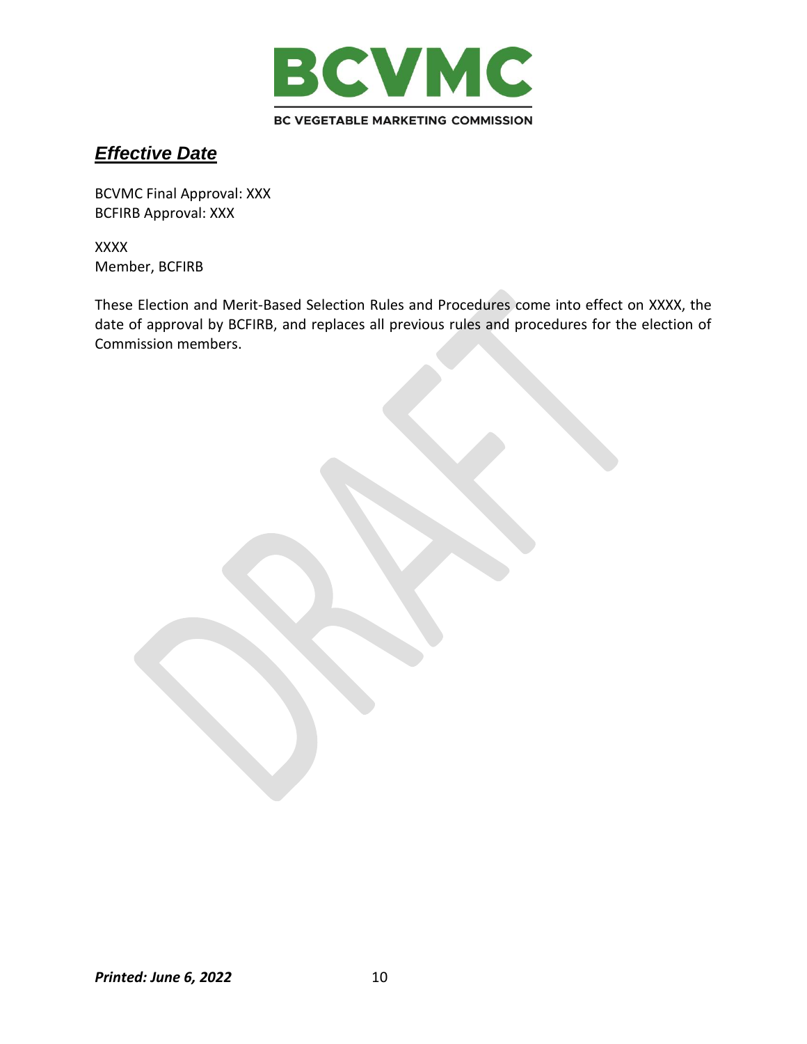## ***Effective Date***

BCVMC Final Approval: XXX
BCFIRB Approval: XXX

XXXX
Member, BCFIRB

These Election and Merit-Based Selection Rules and Procedures come into effect on XXXX, the date of approval by BCFIRB, and replaces all previous rules and procedures for the election of Commission members.